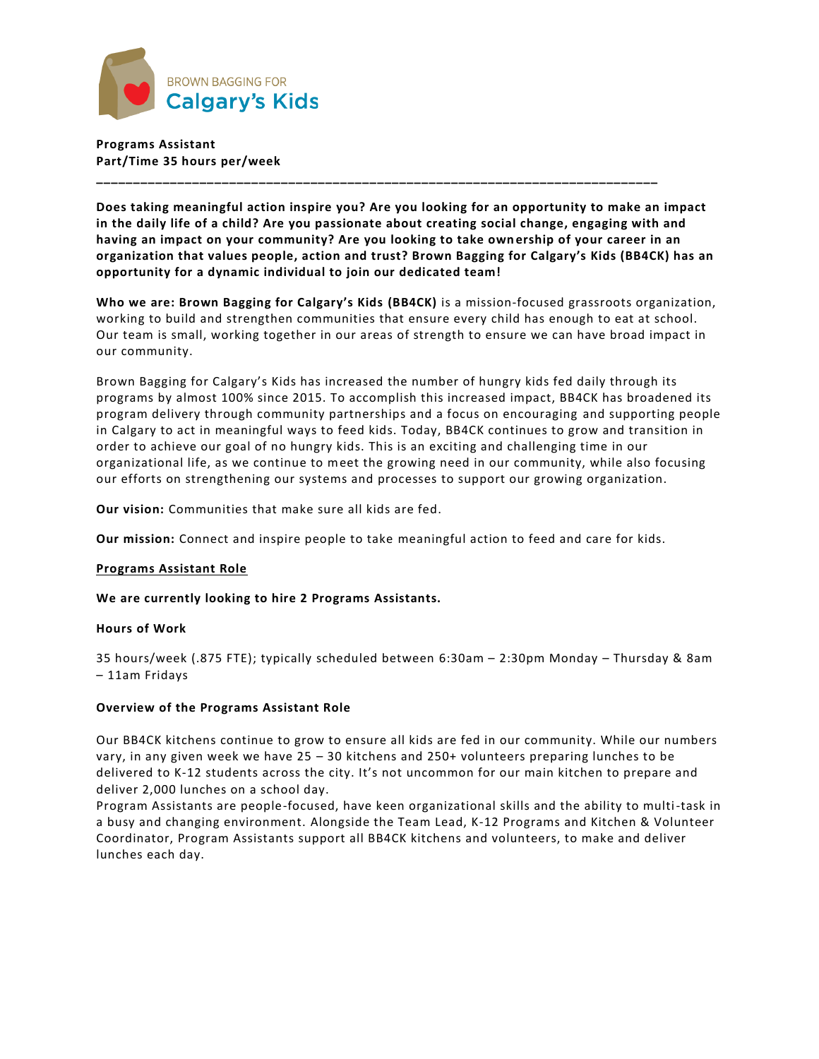BROWN BAGGING FOR
Calgary's Kids

**Programs Assistant**
**Part/Time 35 hours per/week**

---

**Does taking meaningful action inspire you? Are you looking for an opportunity to make an impact in the daily life of a child? Are you passionate about creating social change, engaging with and having an impact on your community? Are you looking to take ownership of your career in an organization that values people, action and trust? Brown Bagging for Calgary's Kids (BB4CK) has an opportunity for a dynamic individual to join our dedicated team!**

**Who we are: Brown Bagging for Calgary's Kids (BB4CK)** is a mission-focused grassroots organization, working to build and strengthen communities that ensure every child has enough to eat at school. Our team is small, working together in our areas of strength to ensure we can have broad impact in our community.

Brown Bagging for Calgary's Kids has increased the number of hungry kids fed daily through its programs by almost 100% since 2015. To accomplish this increased impact, BB4CK has broadened its program delivery through community partnerships and a focus on encouraging and supporting people in Calgary to act in meaningful ways to feed kids. Today, BB4CK continues to grow and transition in order to achieve our goal of no hungry kids. This is an exciting and challenging time in our organizational life, as we continue to meet the growing need in our community, while also focusing our efforts on strengthening our systems and processes to support our growing organization.

**Our vision:** Communities that make sure all kids are fed.

**Our mission:** Connect and inspire people to take meaningful action to feed and care for kids.

## Programs Assistant Role

**We are currently looking to hire 2 Programs Assistants.**

### Hours of Work

35 hours/week (.875 FTE); typically scheduled between 6:30am – 2:30pm Monday – Thursday & 8am – 11am Fridays

### Overview of the Programs Assistant Role

Our BB4CK kitchens continue to grow to ensure all kids are fed in our community. While our numbers vary, in any given week we have 25 – 30 kitchens and 250+ volunteers preparing lunches to be delivered to K-12 students across the city. It's not uncommon for our main kitchen to prepare and deliver 2,000 lunches on a school day.
Program Assistants are people-focused, have keen organizational skills and the ability to multi-task in a busy and changing environment. Alongside the Team Lead, K-12 Programs and Kitchen & Volunteer Coordinator, Program Assistants support all BB4CK kitchens and volunteers, to make and deliver lunches each day.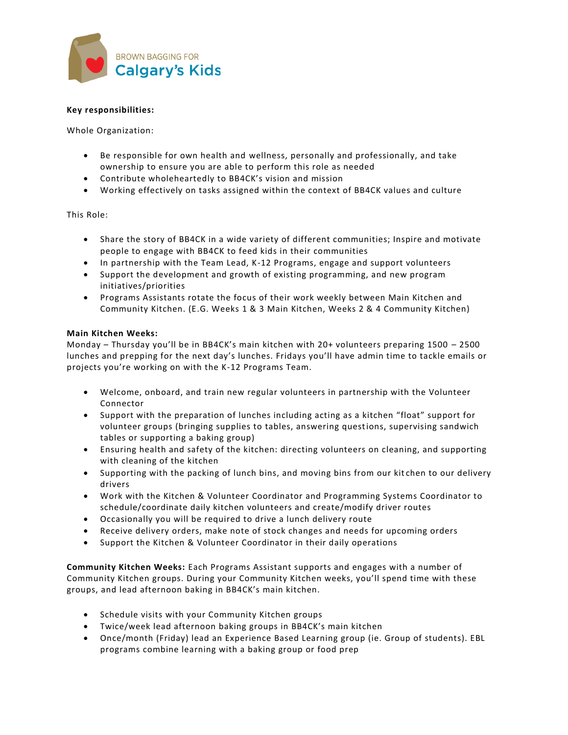**Key responsibilities:**

Whole Organization:

- Be responsible for own health and wellness, personally and professionally, and take ownership to ensure you are able to perform this role as needed
- Contribute wholeheartedly to BB4CK's vision and mission
- Working effectively on tasks assigned within the context of BB4CK values and culture

This Role:

- Share the story of BB4CK in a wide variety of different communities; Inspire and motivate people to engage with BB4CK to feed kids in their communities
- In partnership with the Team Lead, K-12 Programs, engage and support volunteers
- Support the development and growth of existing programming, and new program initiatives/priorities
- Programs Assistants rotate the focus of their work weekly between Main Kitchen and Community Kitchen. (E.G. Weeks 1 & 3 Main Kitchen, Weeks 2 & 4 Community Kitchen)

**Main Kitchen Weeks:**
Monday – Thursday you'll be in BB4CK's main kitchen with 20+ volunteers preparing 1500 – 2500 lunches and prepping for the next day's lunches. Fridays you'll have admin time to tackle emails or projects you're working on with the K-12 Programs Team.

- Welcome, onboard, and train new regular volunteers in partnership with the Volunteer Connector
- Support with the preparation of lunches including acting as a kitchen "float" support for volunteer groups (bringing supplies to tables, answering questions, supervising sandwich tables or supporting a baking group)
- Ensuring health and safety of the kitchen: directing volunteers on cleaning, and supporting with cleaning of the kitchen
- Supporting with the packing of lunch bins, and moving bins from our kitchen to our delivery drivers
- Work with the Kitchen & Volunteer Coordinator and Programming Systems Coordinator to schedule/coordinate daily kitchen volunteers and create/modify driver routes
- Occasionally you will be required to drive a lunch delivery route
- Receive delivery orders, make note of stock changes and needs for upcoming orders
- Support the Kitchen & Volunteer Coordinator in their daily operations

**Community Kitchen Weeks:** Each Programs Assistant supports and engages with a number of Community Kitchen groups. During your Community Kitchen weeks, you'll spend time with these groups, and lead afternoon baking in BB4CK's main kitchen.

- Schedule visits with your Community Kitchen groups
- Twice/week lead afternoon baking groups in BB4CK's main kitchen
- Once/month (Friday) lead an Experience Based Learning group (ie. Group of students). EBL programs combine learning with a baking group or food prep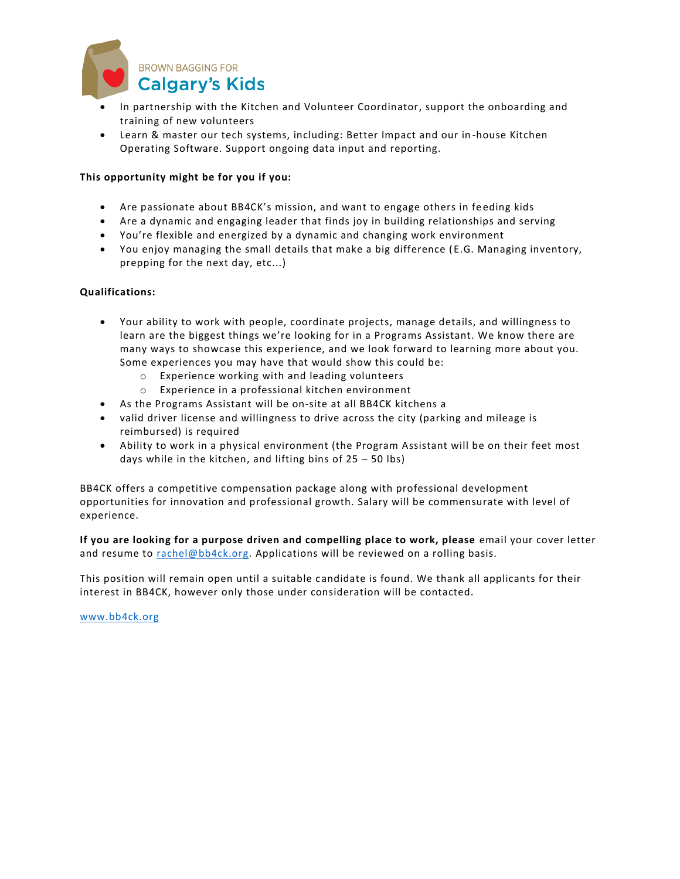- In partnership with the Kitchen and Volunteer Coordinator, support the onboarding and training of new volunteers
- Learn & master our tech systems, including: Better Impact and our in-house Kitchen Operating Software. Support ongoing data input and reporting.

**This opportunity might be for you if you:**

- Are passionate about BB4CK's mission, and want to engage others in feeding kids
- Are a dynamic and engaging leader that finds joy in building relationships and serving
- You're flexible and energized by a dynamic and changing work environment
- You enjoy managing the small details that make a big difference (E.G. Managing inventory, prepping for the next day, etc...)

**Qualifications:**

- Your ability to work with people, coordinate projects, manage details, and willingness to learn are the biggest things we're looking for in a Programs Assistant. We know there are many ways to showcase this experience, and we look forward to learning more about you. Some experiences you may have that would show this could be:
  - Experience working with and leading volunteers
  - Experience in a professional kitchen environment
- As the Programs Assistant will be on-site at all BB4CK kitchens a
- valid driver license and willingness to drive across the city (parking and mileage is reimbursed) is required
- Ability to work in a physical environment (the Program Assistant will be on their feet most days while in the kitchen, and lifting bins of 25 – 50 lbs)

BB4CK offers a competitive compensation package along with professional development opportunities for innovation and professional growth. Salary will be commensurate with level of experience.

**If you are looking for a purpose driven and compelling place to work, please** email your cover letter and resume to rachel@bb4ck.org. Applications will be reviewed on a rolling basis.

This position will remain open until a suitable candidate is found. We thank all applicants for their interest in BB4CK, however only those under consideration will be contacted.

www.bb4ck.org